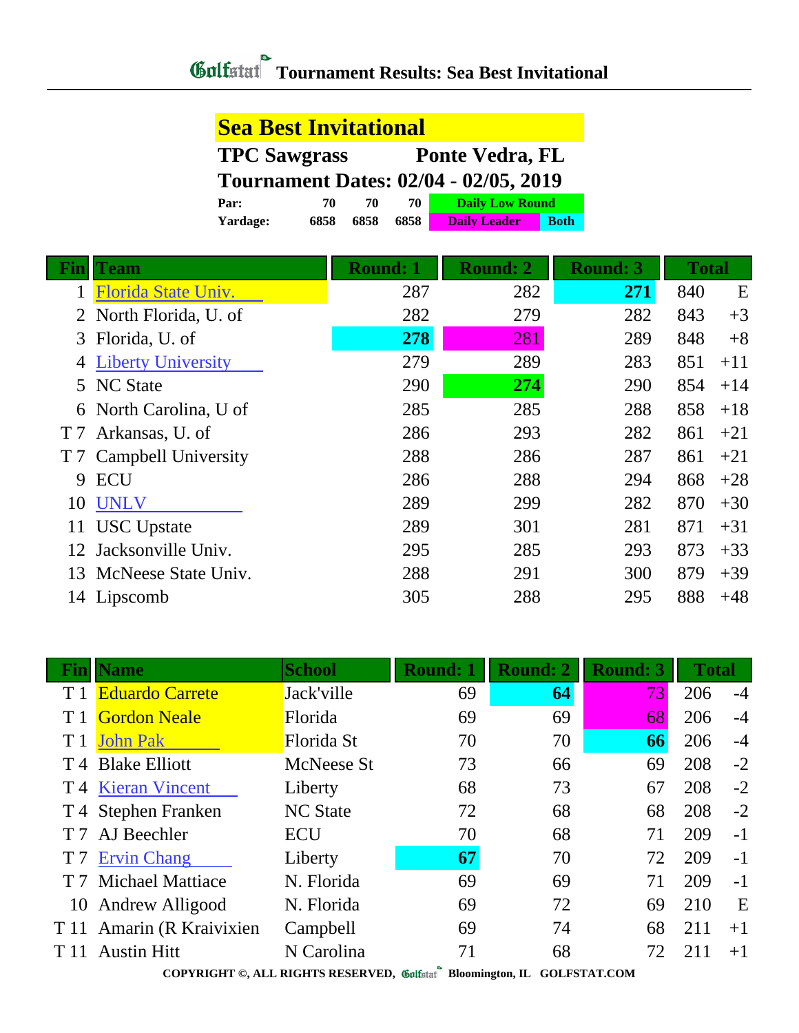# Tournament Results: Sea Best Invitational

## Sea Best Invitational

**TPC Sawgrass** — **Ponte Vedra, FL**

**Tournament Dates: 02/04 - 02/05, 2019**

| | | | |
|---|---|---|---|
| **Par:** | 70 | 70 | 70 |
| **Yardage:** | 6858 | 6858 | 6858 |

Daily Low Round | Daily Leader | Both

| Fin | Team | Round: 1 | Round: 2 | Round: 3 | Total | |
|---|---|---|---|---|---|---|
| 1 | Florida State Univ. | 287 | 282 | **271** | 840 | E |
| 2 | North Florida, U. of | 282 | 279 | 282 | 843 | +3 |
| 3 | Florida, U. of | **278** | 281 | 289 | 848 | +8 |
| 4 | Liberty University | 279 | 289 | 283 | 851 | +11 |
| 5 | NC State | 290 | **274** | 290 | 854 | +14 |
| 6 | North Carolina, U of | 285 | 285 | 288 | 858 | +18 |
| T 7 | Arkansas, U. of | 286 | 293 | 282 | 861 | +21 |
| T 7 | Campbell University | 288 | 286 | 287 | 861 | +21 |
| 9 | ECU | 286 | 288 | 294 | 868 | +28 |
| 10 | UNLV | 289 | 299 | 282 | 870 | +30 |
| 11 | USC Upstate | 289 | 301 | 281 | 871 | +31 |
| 12 | Jacksonville Univ. | 295 | 285 | 293 | 873 | +33 |
| 13 | McNeese State Univ. | 288 | 291 | 300 | 879 | +39 |
| 14 | Lipscomb | 305 | 288 | 295 | 888 | +48 |

| Fin | Name | School | Round: 1 | Round: 2 | Round: 3 | Total | |
|---|---|---|---|---|---|---|---|
| T 1 | Eduardo Carrete | Jack'ville | 69 | **64** | 73 | 206 | -4 |
| T 1 | Gordon Neale | Florida | 69 | 69 | 68 | 206 | -4 |
| T 1 | John Pak | Florida St | 70 | 70 | **66** | 206 | -4 |
| T 4 | Blake Elliott | McNeese St | 73 | 66 | 69 | 208 | -2 |
| T 4 | Kieran Vincent | Liberty | 68 | 73 | 67 | 208 | -2 |
| T 4 | Stephen Franken | NC State | 72 | 68 | 68 | 208 | -2 |
| T 7 | AJ Beechler | ECU | 70 | 68 | 71 | 209 | -1 |
| T 7 | Ervin Chang | Liberty | **67** | 70 | 72 | 209 | -1 |
| T 7 | Michael Mattiace | N. Florida | 69 | 69 | 71 | 209 | -1 |
| 10 | Andrew Alligood | N. Florida | 69 | 72 | 69 | 210 | E |
| T 11 | Amarin (R Kraivixien | Campbell | 69 | 74 | 68 | 211 | +1 |
| T 11 | Austin Hitt | N Carolina | 71 | 68 | 72 | 211 | +1 |

COPYRIGHT ©, ALL RIGHTS RESERVED, Golfstat Bloomington, IL GOLFSTAT.COM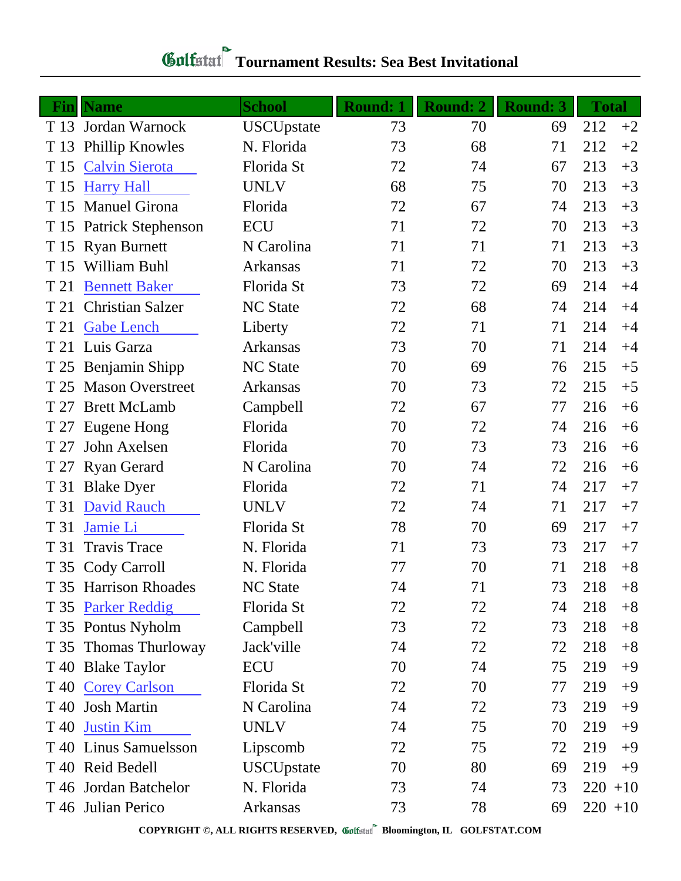# Golfstat Tournament Results: Sea Best Invitational

| Fin | Name | School | Round: 1 | Round: 2 | Round: 3 | Total | |
|---|---|---|---|---|---|---|---|
| T 13 | Jordan Warnock | USCUpstate | 73 | 70 | 69 | 212 | +2 |
| T 13 | Phillip Knowles | N. Florida | 73 | 68 | 71 | 212 | +2 |
| T 15 | Calvin Sierota | Florida St | 72 | 74 | 67 | 213 | +3 |
| T 15 | Harry Hall | UNLV | 68 | 75 | 70 | 213 | +3 |
| T 15 | Manuel Girona | Florida | 72 | 67 | 74 | 213 | +3 |
| T 15 | Patrick Stephenson | ECU | 71 | 72 | 70 | 213 | +3 |
| T 15 | Ryan Burnett | N Carolina | 71 | 71 | 71 | 213 | +3 |
| T 15 | William Buhl | Arkansas | 71 | 72 | 70 | 213 | +3 |
| T 21 | Bennett Baker | Florida St | 73 | 72 | 69 | 214 | +4 |
| T 21 | Christian Salzer | NC State | 72 | 68 | 74 | 214 | +4 |
| T 21 | Gabe Lench | Liberty | 72 | 71 | 71 | 214 | +4 |
| T 21 | Luis Garza | Arkansas | 73 | 70 | 71 | 214 | +4 |
| T 25 | Benjamin Shipp | NC State | 70 | 69 | 76 | 215 | +5 |
| T 25 | Mason Overstreet | Arkansas | 70 | 73 | 72 | 215 | +5 |
| T 27 | Brett McLamb | Campbell | 72 | 67 | 77 | 216 | +6 |
| T 27 | Eugene Hong | Florida | 70 | 72 | 74 | 216 | +6 |
| T 27 | John Axelsen | Florida | 70 | 73 | 73 | 216 | +6 |
| T 27 | Ryan Gerard | N Carolina | 70 | 74 | 72 | 216 | +6 |
| T 31 | Blake Dyer | Florida | 72 | 71 | 74 | 217 | +7 |
| T 31 | David Rauch | UNLV | 72 | 74 | 71 | 217 | +7 |
| T 31 | Jamie Li | Florida St | 78 | 70 | 69 | 217 | +7 |
| T 31 | Travis Trace | N. Florida | 71 | 73 | 73 | 217 | +7 |
| T 35 | Cody Carroll | N. Florida | 77 | 70 | 71 | 218 | +8 |
| T 35 | Harrison Rhoades | NC State | 74 | 71 | 73 | 218 | +8 |
| T 35 | Parker Reddig | Florida St | 72 | 72 | 74 | 218 | +8 |
| T 35 | Pontus Nyholm | Campbell | 73 | 72 | 73 | 218 | +8 |
| T 35 | Thomas Thurloway | Jack'ville | 74 | 72 | 72 | 218 | +8 |
| T 40 | Blake Taylor | ECU | 70 | 74 | 75 | 219 | +9 |
| T 40 | Corey Carlson | Florida St | 72 | 70 | 77 | 219 | +9 |
| T 40 | Josh Martin | N Carolina | 74 | 72 | 73 | 219 | +9 |
| T 40 | Justin Kim | UNLV | 74 | 75 | 70 | 219 | +9 |
| T 40 | Linus Samuelsson | Lipscomb | 72 | 75 | 72 | 219 | +9 |
| T 40 | Reid Bedell | USCUpstate | 70 | 80 | 69 | 219 | +9 |
| T 46 | Jordan Batchelor | N. Florida | 73 | 74 | 73 | 220 | +10 |
| T 46 | Julian Perico | Arkansas | 73 | 78 | 69 | 220 | +10 |

COPYRIGHT ©, ALL RIGHTS RESERVED, Golfstat Bloomington, IL GOLFSTAT.COM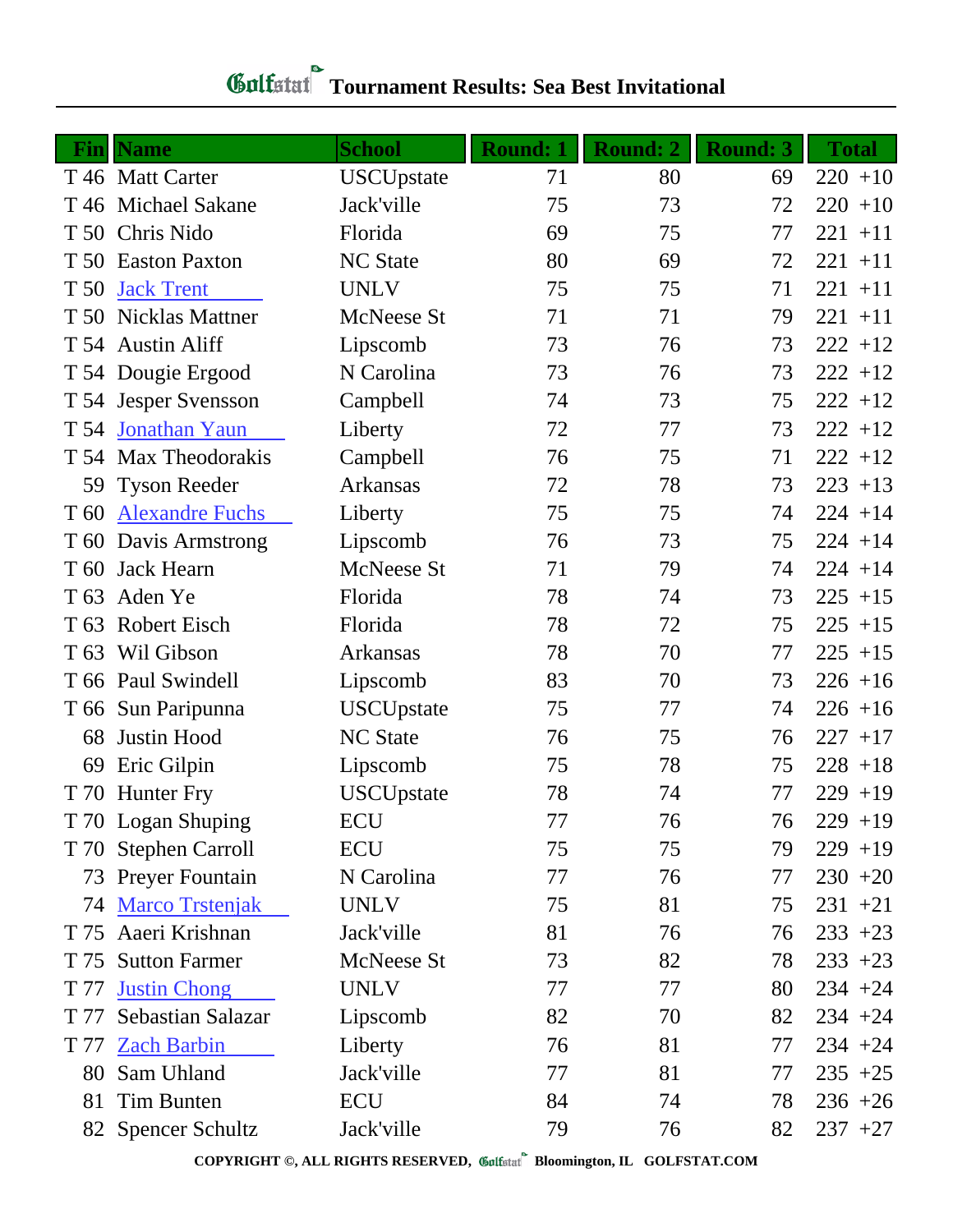# Golfstat Tournament Results: Sea Best Invitational

| Fin | Name | School | Round: 1 | Round: 2 | Round: 3 | Total |
|---|---|---|---|---|---|---|
| T 46 | Matt Carter | USCUpstate | 71 | 80 | 69 | 220 +10 |
| T 46 | Michael Sakane | Jack'ville | 75 | 73 | 72 | 220 +10 |
| T 50 | Chris Nido | Florida | 69 | 75 | 77 | 221 +11 |
| T 50 | Easton Paxton | NC State | 80 | 69 | 72 | 221 +11 |
| T 50 | Jack Trent | UNLV | 75 | 75 | 71 | 221 +11 |
| T 50 | Nicklas Mattner | McNeese St | 71 | 71 | 79 | 221 +11 |
| T 54 | Austin Aliff | Lipscomb | 73 | 76 | 73 | 222 +12 |
| T 54 | Dougie Ergood | N Carolina | 73 | 76 | 73 | 222 +12 |
| T 54 | Jesper Svensson | Campbell | 74 | 73 | 75 | 222 +12 |
| T 54 | Jonathan Yaun | Liberty | 72 | 77 | 73 | 222 +12 |
| T 54 | Max Theodorakis | Campbell | 76 | 75 | 71 | 222 +12 |
| 59 | Tyson Reeder | Arkansas | 72 | 78 | 73 | 223 +13 |
| T 60 | Alexandre Fuchs | Liberty | 75 | 75 | 74 | 224 +14 |
| T 60 | Davis Armstrong | Lipscomb | 76 | 73 | 75 | 224 +14 |
| T 60 | Jack Hearn | McNeese St | 71 | 79 | 74 | 224 +14 |
| T 63 | Aden Ye | Florida | 78 | 74 | 73 | 225 +15 |
| T 63 | Robert Eisch | Florida | 78 | 72 | 75 | 225 +15 |
| T 63 | Wil Gibson | Arkansas | 78 | 70 | 77 | 225 +15 |
| T 66 | Paul Swindell | Lipscomb | 83 | 70 | 73 | 226 +16 |
| T 66 | Sun Paripunna | USCUpstate | 75 | 77 | 74 | 226 +16 |
| 68 | Justin Hood | NC State | 76 | 75 | 76 | 227 +17 |
| 69 | Eric Gilpin | Lipscomb | 75 | 78 | 75 | 228 +18 |
| T 70 | Hunter Fry | USCUpstate | 78 | 74 | 77 | 229 +19 |
| T 70 | Logan Shuping | ECU | 77 | 76 | 76 | 229 +19 |
| T 70 | Stephen Carroll | ECU | 75 | 75 | 79 | 229 +19 |
| 73 | Preyer Fountain | N Carolina | 77 | 76 | 77 | 230 +20 |
| 74 | Marco Trstenjak | UNLV | 75 | 81 | 75 | 231 +21 |
| T 75 | Aaeri Krishnan | Jack'ville | 81 | 76 | 76 | 233 +23 |
| T 75 | Sutton Farmer | McNeese St | 73 | 82 | 78 | 233 +23 |
| T 77 | Justin Chong | UNLV | 77 | 77 | 80 | 234 +24 |
| T 77 | Sebastian Salazar | Lipscomb | 82 | 70 | 82 | 234 +24 |
| T 77 | Zach Barbin | Liberty | 76 | 81 | 77 | 234 +24 |
| 80 | Sam Uhland | Jack'ville | 77 | 81 | 77 | 235 +25 |
| 81 | Tim Bunten | ECU | 84 | 74 | 78 | 236 +26 |
| 82 | Spencer Schultz | Jack'ville | 79 | 76 | 82 | 237 +27 |

COPYRIGHT ©, ALL RIGHTS RESERVED, Golfstat Bloomington, IL GOLFSTAT.COM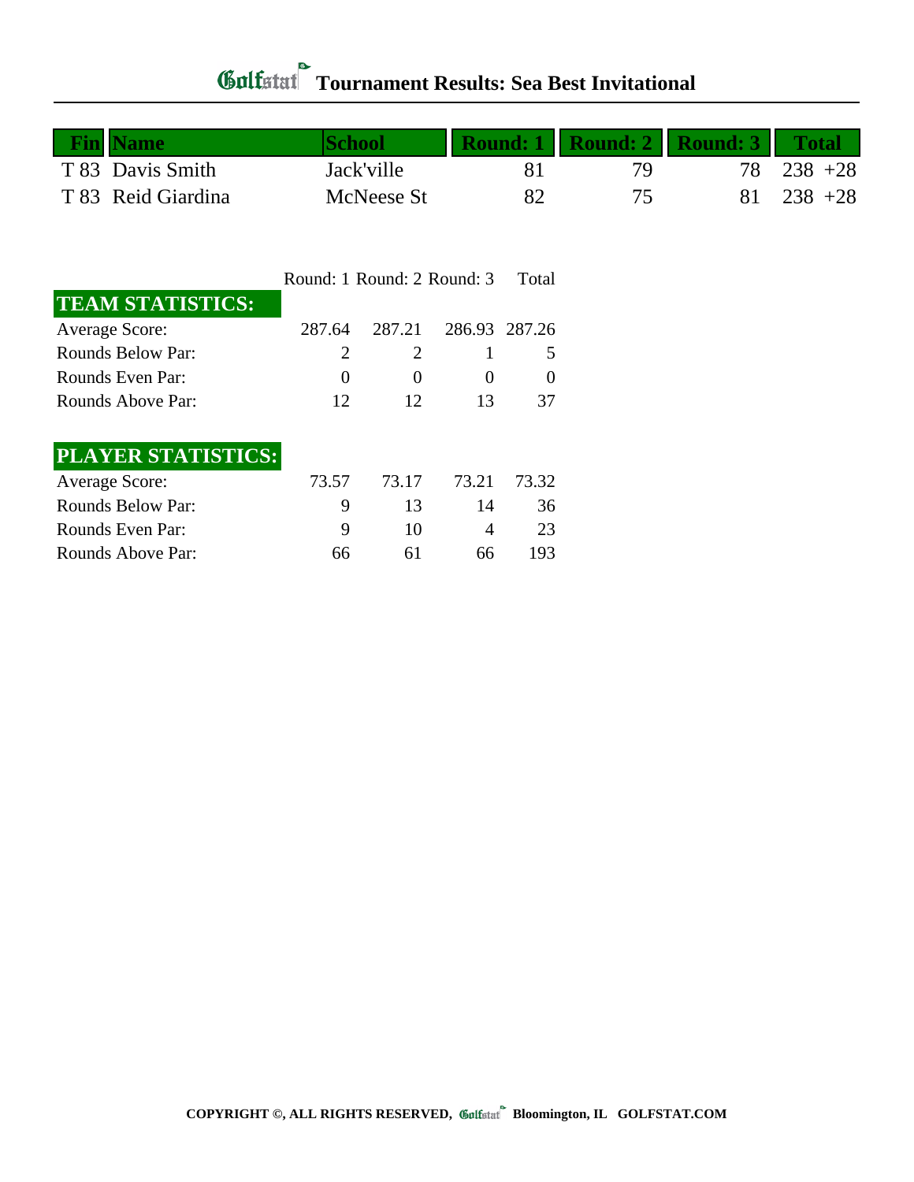# Golfstat Tournament Results: Sea Best Invitational

| Fin | Name | School | Round: 1 | Round: 2 | Round: 3 | Total | |
|---|---|---|---|---|---|---|---|
| T 83 | Davis Smith | Jack'ville | 81 | 79 | 78 | 238 | +28 |
| T 83 | Reid Giardina | McNeese St | 82 | 75 | 81 | 238 | +28 |

| | Round: 1 | Round: 2 | Round: 3 | Total |
|---|---|---|---|---|
| **TEAM STATISTICS:** | | | | |
| Average Score: | 287.64 | 287.21 | 286.93 | 287.26 |
| Rounds Below Par: | 2 | 2 | 1 | 5 |
| Rounds Even Par: | 0 | 0 | 0 | 0 |
| Rounds Above Par: | 12 | 12 | 13 | 37 |
| **PLAYER STATISTICS:** | | | | |
| Average Score: | 73.57 | 73.17 | 73.21 | 73.32 |
| Rounds Below Par: | 9 | 13 | 14 | 36 |
| Rounds Even Par: | 9 | 10 | 4 | 23 |
| Rounds Above Par: | 66 | 61 | 66 | 193 |

**COPYRIGHT ©, ALL RIGHTS RESERVED, Golfstat Bloomington, IL GOLFSTAT.COM**